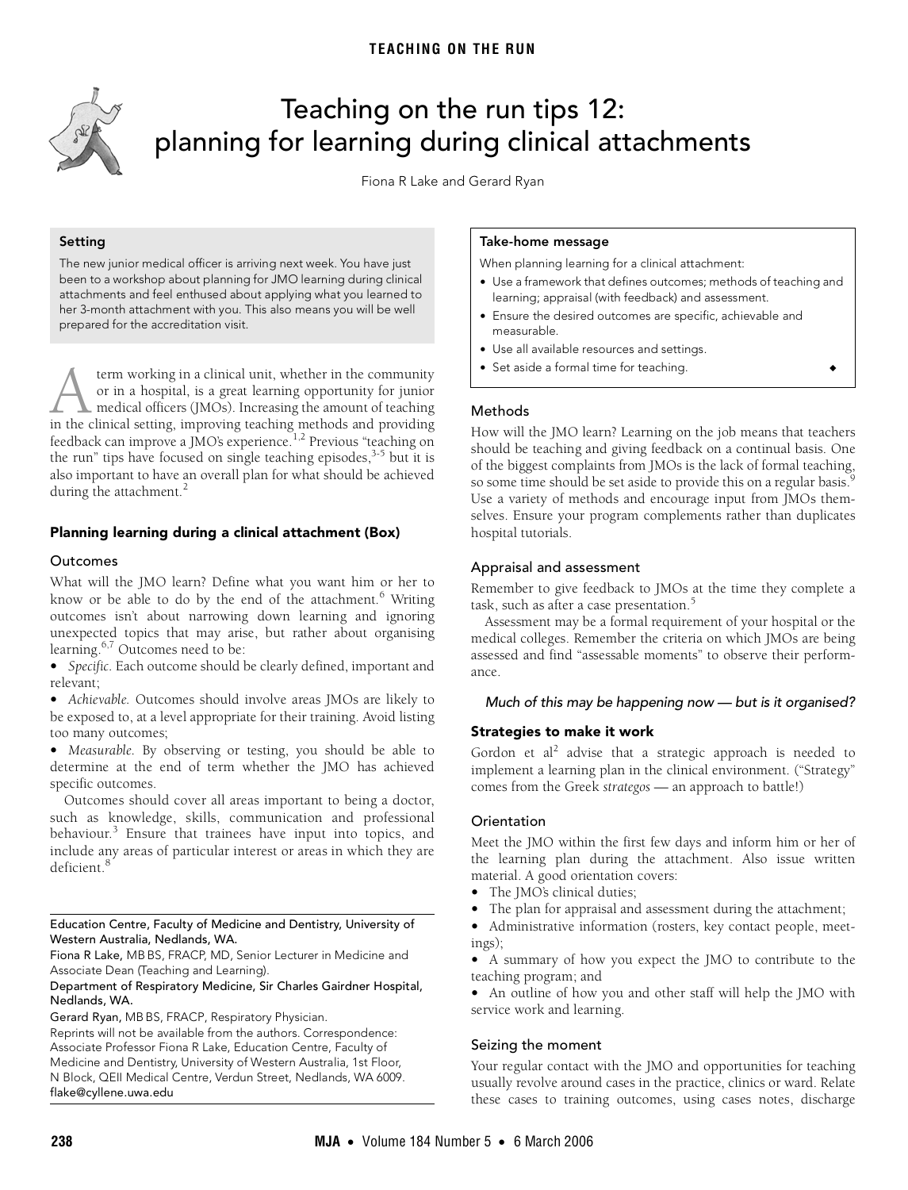# Teaching on the run tips 12: planning for learning during clinical attachments

Fiona R Lake and Gerard Ryan

### Setting

The new junior medical officer is arriving next week. You have just been to a workshop about planning for JMO learning during clinical attachments and feel enthused about applying what you learned to her 3-month attachment with you. This also means you will be well prepared for the accreditation visit.

A term working in a clinical unit, whether in the community or in a hospital, is a great learning opportunity for junior medical officers (JMOs). Increasing the amount of teaching in the clinical setting, improving teaching methods and providing feedback can improve a JMO's experience.[1,2] Previous "teaching on the run" tips have focused on single teaching episodes,[3-5] but it is also important to have an overall plan for what should be achieved during the attachment.[2]

## Planning learning during a clinical attachment (Box)

### Outcomes

What will the JMO learn? Define what you want him or her to know or be able to do by the end of the attachment.[6] Writing outcomes isn't about narrowing down learning and ignoring unexpected topics that may arise, but rather about organising learning.[6,7] Outcomes need to be:

- *Specific*. Each outcome should be clearly defined, important and relevant;
- *Achievable*. Outcomes should involve areas JMOs are likely to be exposed to, at a level appropriate for their training. Avoid listing too many outcomes;
- *Measurable*. By observing or testing, you should be able to determine at the end of term whether the JMO has achieved specific outcomes.

Outcomes should cover all areas important to being a doctor, such as knowledge, skills, communication and professional behaviour.[3] Ensure that trainees have input into topics, and include any areas of particular interest or areas in which they are deficient.[8]

Education Centre, Faculty of Medicine and Dentistry, University of Western Australia, Nedlands, WA.

Fiona R Lake, MB BS, FRACP, MD, Senior Lecturer in Medicine and Associate Dean (Teaching and Learning).

Department of Respiratory Medicine, Sir Charles Gairdner Hospital, Nedlands, WA.

Gerard Ryan, MB BS, FRACP, Respiratory Physician.

Reprints will not be available from the authors. Correspondence: Associate Professor Fiona R Lake, Education Centre, Faculty of Medicine and Dentistry, University of Western Australia, 1st Floor, N Block, QEII Medical Centre, Verdun Street, Nedlands, WA 6009. flake@cyllene.uwa.edu

### Take-home message

When planning learning for a clinical attachment:

- Use a framework that defines outcomes; methods of teaching and learning; appraisal (with feedback) and assessment.
- Ensure the desired outcomes are specific, achievable and measurable.
- Use all available resources and settings.
- Set aside a formal time for teaching.

### Methods

How will the JMO learn? Learning on the job means that teachers should be teaching and giving feedback on a continual basis. One of the biggest complaints from JMOs is the lack of formal teaching, so some time should be set aside to provide this on a regular basis.[9] Use a variety of methods and encourage input from JMOs themselves. Ensure your program complements rather than duplicates hospital tutorials.

### Appraisal and assessment

Remember to give feedback to JMOs at the time they complete a task, such as after a case presentation.[5]

Assessment may be a formal requirement of your hospital or the medical colleges. Remember the criteria on which JMOs are being assessed and find "assessable moments" to observe their performance.

*Much of this may be happening now — but is it organised?*

## Strategies to make it work

Gordon et al[2] advise that a strategic approach is needed to implement a learning plan in the clinical environment. ("Strategy" comes from the Greek *strategos* — an approach to battle!)

### Orientation

Meet the JMO within the first few days and inform him or her of the learning plan during the attachment. Also issue written material. A good orientation covers:

- The JMO's clinical duties;
- The plan for appraisal and assessment during the attachment;
- Administrative information (rosters, key contact people, meetings);
- A summary of how you expect the JMO to contribute to the teaching program; and
- An outline of how you and other staff will help the JMO with service work and learning.

### Seizing the moment

Your regular contact with the JMO and opportunities for teaching usually revolve around cases in the practice, clinics or ward. Relate these cases to training outcomes, using cases notes, discharge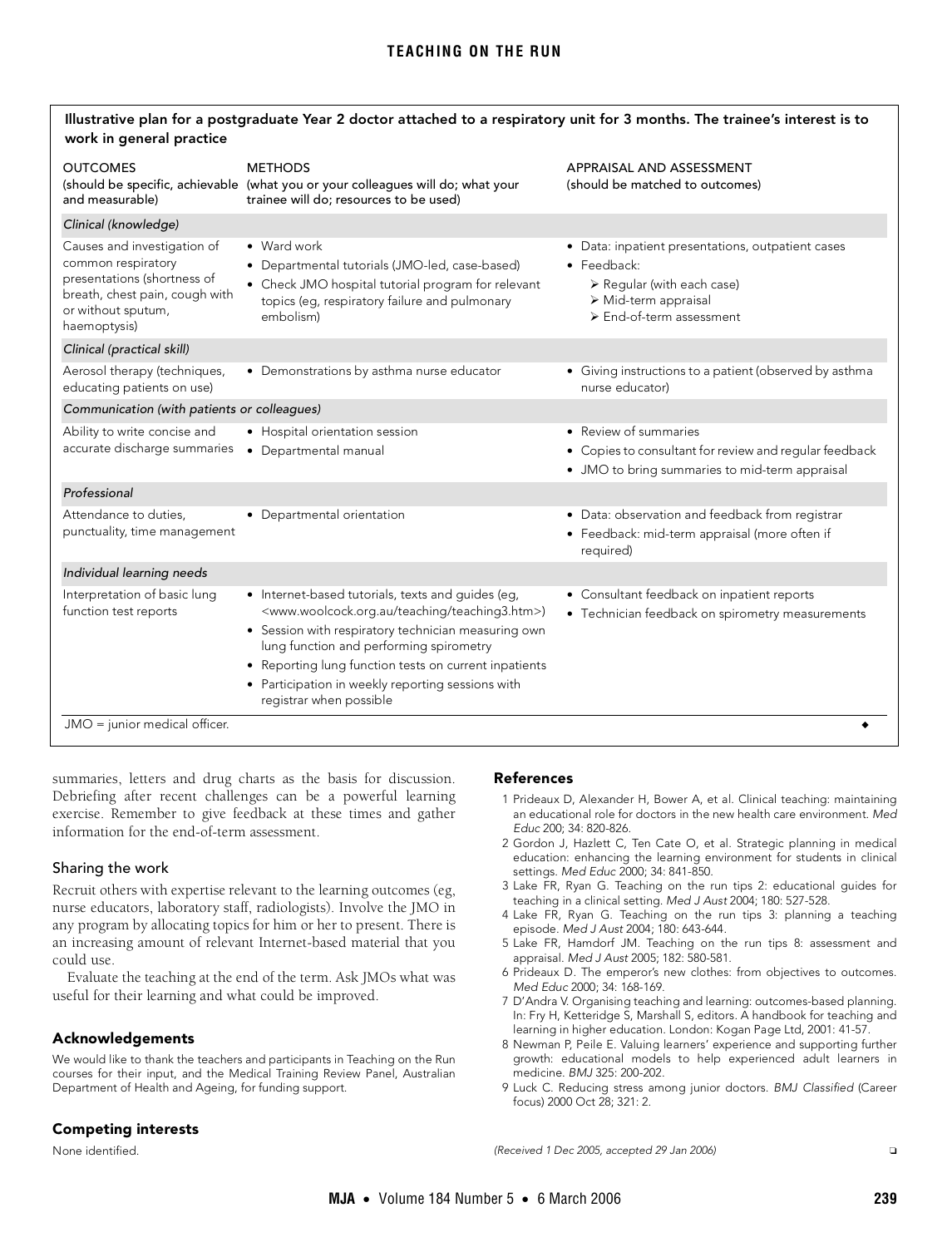**Illustrative plan for a postgraduate Year 2 doctor attached to a respiratory unit for 3 months. The trainee's interest is to work in general practice**

| OUTCOMES (should be specific, achievable and measurable) | METHODS (what you or your colleagues will do; what your trainee will do; resources to be used) | APPRAISAL AND ASSESSMENT (should be matched to outcomes) |
|---|---|---|
| *Clinical (knowledge)* | | |
| Causes and investigation of common respiratory presentations (shortness of breath, chest pain, cough with or without sputum, haemoptysis) | • Ward work<br>• Departmental tutorials (JMO-led, case-based)<br>• Check JMO hospital tutorial program for relevant topics (eg, respiratory failure and pulmonary embolism) | • Data: inpatient presentations, outpatient cases<br>• Feedback:<br>➢ Regular (with each case)<br>➢ Mid-term appraisal<br>➢ End-of-term assessment |
| *Clinical (practical skill)* | | |
| Aerosol therapy (techniques, educating patients on use) | • Demonstrations by asthma nurse educator | • Giving instructions to a patient (observed by asthma nurse educator) |
| *Communication (with patients or colleagues)* | | |
| Ability to write concise and accurate discharge summaries | • Hospital orientation session<br>• Departmental manual | • Review of summaries<br>• Copies to consultant for review and regular feedback<br>• JMO to bring summaries to mid-term appraisal |
| *Professional* | | |
| Attendance to duties, punctuality, time management | • Departmental orientation | • Data: observation and feedback from registrar<br>• Feedback: mid-term appraisal (more often if required) |
| *Individual learning needs* | | |
| Interpretation of basic lung function test reports | • Internet-based tutorials, texts and guides (eg, <www.woolcock.org.au/teaching/teaching3.htm>)<br>• Session with respiratory technician measuring own lung function and performing spirometry<br>• Reporting lung function tests on current inpatients<br>• Participation in weekly reporting sessions with registrar when possible | • Consultant feedback on inpatient reports<br>• Technician feedback on spirometry measurements |

JMO = junior medical officer.

summaries, letters and drug charts as the basis for discussion. Debriefing after recent challenges can be a powerful learning exercise. Remember to give feedback at these times and gather information for the end-of-term assessment.

### Sharing the work

Recruit others with expertise relevant to the learning outcomes (eg, nurse educators, laboratory staff, radiologists). Involve the JMO in any program by allocating topics for him or her to present. There is an increasing amount of relevant Internet-based material that you could use.

Evaluate the teaching at the end of the term. Ask JMOs what was useful for their learning and what could be improved.

## Acknowledgements

We would like to thank the teachers and participants in Teaching on the Run courses for their input, and the Medical Training Review Panel, Australian Department of Health and Ageing, for funding support.

## Competing interests

None identified.

## References

1 Prideaux D, Alexander H, Bower A, et al. Clinical teaching: maintaining an educational role for doctors in the new health care environment. *Med Educ* 200; 34: 820-826.
2 Gordon J, Hazlett C, Ten Cate O, et al. Strategic planning in medical education: enhancing the learning environment for students in clinical settings. *Med Educ* 2000; 34: 841-850.
3 Lake FR, Ryan G. Teaching on the run tips 2: educational guides for teaching in a clinical setting. *Med J Aust* 2004; 180: 527-528.
4 Lake FR, Ryan G. Teaching on the run tips 3: planning a teaching episode. *Med J Aust* 2004; 180: 643-644.
5 Lake FR, Hamdorf JM. Teaching on the run tips 8: assessment and appraisal. *Med J Aust* 2005; 182: 580-581.
6 Prideaux D. The emperor's new clothes: from objectives to outcomes. *Med Educ* 2000; 34: 168-169.
7 D'Andra V. Organising teaching and learning: outcomes-based planning. In: Fry H, Ketteridge S, Marshall S, editors. A handbook for teaching and learning in higher education. London: Kogan Page Ltd, 2001: 41-57.
8 Newman P, Peile E. Valuing learners' experience and supporting further growth: educational models to help experienced adult learners in medicine. *BMJ* 325: 200-202.
9 Luck C. Reducing stress among junior doctors. *BMJ Classified* (Career focus) 2000 Oct 28; 321: 2.

*(Received 1 Dec 2005, accepted 29 Jan 2006)*